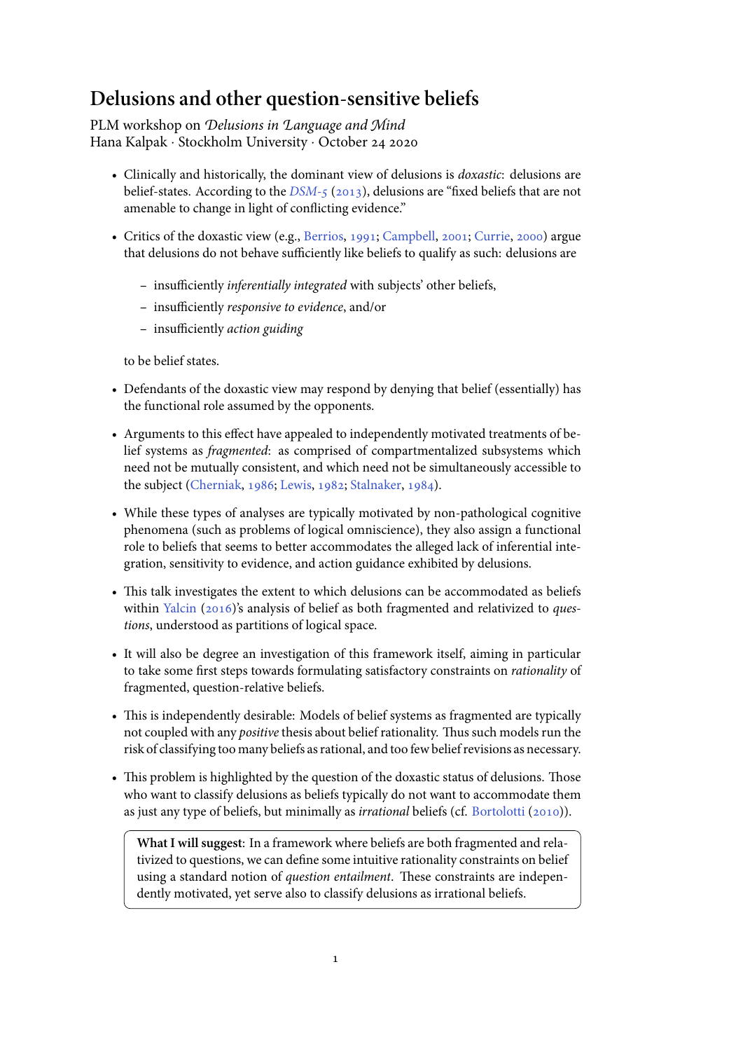# Delusions and other question-sensitive beliefs

PLM workshop on *Delusions in Language and Mind*
Hana Kalpak · Stockholm University · October 24 2020

- Clinically and historically, the dominant view of delusions is *doxastic*: delusions are belief-states. According to the *DSM-5* (2013), delusions are "fixed beliefs that are not amenable to change in light of conflicting evidence."

- Critics of the doxastic view (e.g., Berrios, 1991; Campbell, 2001; Currie, 2000) argue that delusions do not behave sufficiently like beliefs to qualify as such: delusions are

  - insufficiently *inferentially integrated* with subjects' other beliefs,
  - insufficiently *responsive to evidence*, and/or
  - insufficiently *action guiding*

  to be belief states.

- Defendants of the doxastic view may respond by denying that belief (essentially) has the functional role assumed by the opponents.

- Arguments to this effect have appealed to independently motivated treatments of belief systems as *fragmented*: as comprised of compartmentalized subsystems which need not be mutually consistent, and which need not be simultaneously accessible to the subject (Cherniak, 1986; Lewis, 1982; Stalnaker, 1984).

- While these types of analyses are typically motivated by non-pathological cognitive phenomena (such as problems of logical omniscience), they also assign a functional role to beliefs that seems to better accommodates the alleged lack of inferential integration, sensitivity to evidence, and action guidance exhibited by delusions.

- This talk investigates the extent to which delusions can be accommodated as beliefs within Yalcin (2016)'s analysis of belief as both fragmented and relativized to *questions*, understood as partitions of logical space.

- It will also be degree an investigation of this framework itself, aiming in particular to take some first steps towards formulating satisfactory constraints on *rationality* of fragmented, question-relative beliefs.

- This is independently desirable: Models of belief systems as fragmented are typically not coupled with any *positive* thesis about belief rationality. Thus such models run the risk of classifying too many beliefs as rational, and too few belief revisions as necessary.

- This problem is highlighted by the question of the doxastic status of delusions. Those who want to classify delusions as beliefs typically do not want to accommodate them as just any type of beliefs, but minimally as *irrational* beliefs (cf. Bortolotti (2010)).

> **What I will suggest**: In a framework where beliefs are both fragmented and relativized to questions, we can define some intuitive rationality constraints on belief using a standard notion of *question entailment*. These constraints are independently motivated, yet serve also to classify delusions as irrational beliefs.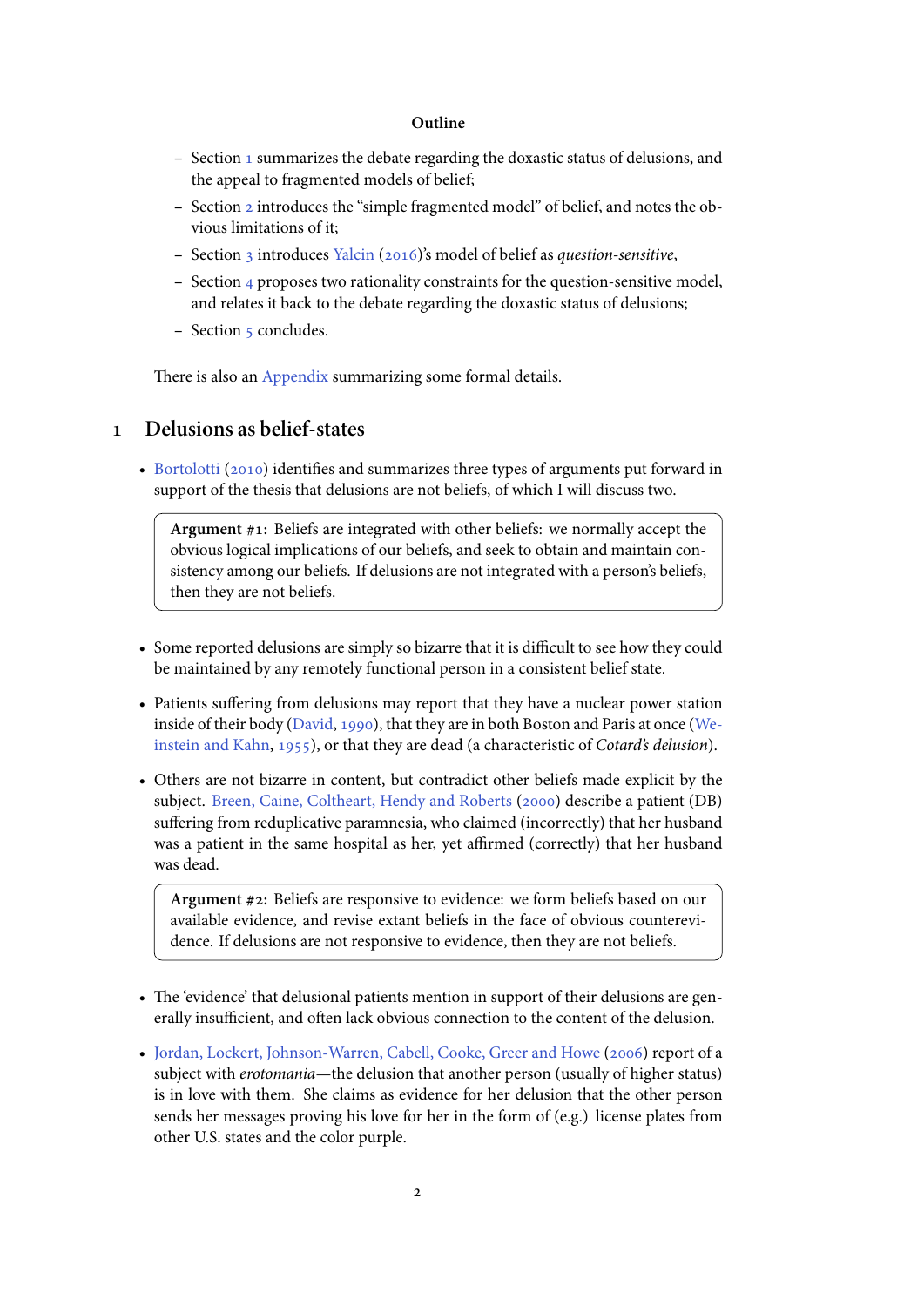**Outline**

- Section 1 summarizes the debate regarding the doxastic status of delusions, and the appeal to fragmented models of belief;
- Section 2 introduces the "simple fragmented model" of belief, and notes the obvious limitations of it;
- Section 3 introduces Yalcin (2016)'s model of belief as *question-sensitive*,
- Section 4 proposes two rationality constraints for the question-sensitive model, and relates it back to the debate regarding the doxastic status of delusions;
- Section 5 concludes.

There is also an Appendix summarizing some formal details.

## 1 Delusions as belief-states

- Bortolotti (2010) identifies and summarizes three types of arguments put forward in support of the thesis that delusions are not beliefs, of which I will discuss two.

> **Argument #1:** Beliefs are integrated with other beliefs: we normally accept the obvious logical implications of our beliefs, and seek to obtain and maintain consistency among our beliefs. If delusions are not integrated with a person's beliefs, then they are not beliefs.

- Some reported delusions are simply so bizarre that it is difficult to see how they could be maintained by any remotely functional person in a consistent belief state.
- Patients suffering from delusions may report that they have a nuclear power station inside of their body (David, 1990), that they are in both Boston and Paris at once (Weinstein and Kahn, 1955), or that they are dead (a characteristic of *Cotard's delusion*).
- Others are not bizarre in content, but contradict other beliefs made explicit by the subject. Breen, Caine, Coltheart, Hendy and Roberts (2000) describe a patient (DB) suffering from reduplicative paramnesia, who claimed (incorrectly) that her husband was a patient in the same hospital as her, yet affirmed (correctly) that her husband was dead.

> **Argument #2:** Beliefs are responsive to evidence: we form beliefs based on our available evidence, and revise extant beliefs in the face of obvious counterevidence. If delusions are not responsive to evidence, then they are not beliefs.

- The 'evidence' that delusional patients mention in support of their delusions are generally insufficient, and often lack obvious connection to the content of the delusion.
- Jordan, Lockert, Johnson-Warren, Cabell, Cooke, Greer and Howe (2006) report of a subject with *erotomania*—the delusion that another person (usually of higher status) is in love with them. She claims as evidence for her delusion that the other person sends her messages proving his love for her in the form of (e.g.) license plates from other U.S. states and the color purple.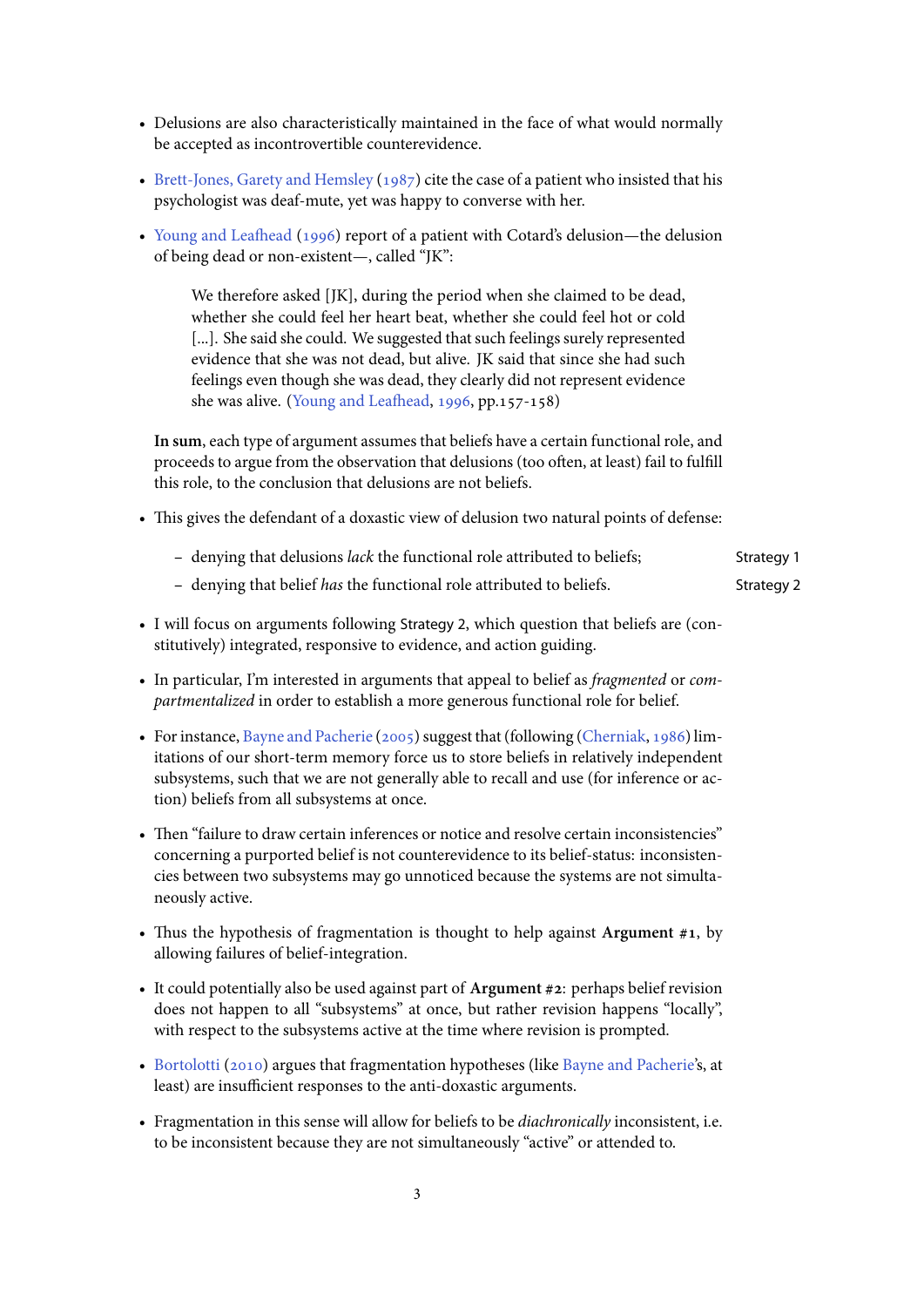- Delusions are also characteristically maintained in the face of what would normally be accepted as incontrovertible counterevidence.

- Brett-Jones, Garety and Hemsley (1987) cite the case of a patient who insisted that his psychologist was deaf-mute, yet was happy to converse with her.

- Young and Leafhead (1996) report of a patient with Cotard's delusion—the delusion of being dead or non-existent—, called "JK":

  > We therefore asked [JK], during the period when she claimed to be dead, whether she could feel her heart beat, whether she could feel hot or cold [...]. She said she could. We suggested that such feelings surely represented evidence that she was not dead, but alive. JK said that since she had such feelings even though she was dead, they clearly did not represent evidence she was alive. (Young and Leafhead, 1996, pp.157-158)

  **In sum**, each type of argument assumes that beliefs have a certain functional role, and proceeds to argue from the observation that delusions (too often, at least) fail to fulfill this role, to the conclusion that delusions are not beliefs.

- This gives the defendant of a doxastic view of delusion two natural points of defense:
  - denying that delusions *lack* the functional role attributed to beliefs; Strategy 1
  - denying that belief *has* the functional role attributed to beliefs. Strategy 2

- I will focus on arguments following Strategy 2, which question that beliefs are (constitutively) integrated, responsive to evidence, and action guiding.

- In particular, I'm interested in arguments that appeal to belief as *fragmented* or *compartmentalized* in order to establish a more generous functional role for belief.

- For instance, Bayne and Pacherie (2005) suggest that (following (Cherniak, 1986) limitations of our short-term memory force us to store beliefs in relatively independent subsystems, such that we are not generally able to recall and use (for inference or action) beliefs from all subsystems at once.

- Then "failure to draw certain inferences or notice and resolve certain inconsistencies" concerning a purported belief is not counterevidence to its belief-status: inconsistencies between two subsystems may go unnoticed because the systems are not simultaneously active.

- Thus the hypothesis of fragmentation is thought to help against **Argument #1**, by allowing failures of belief-integration.

- It could potentially also be used against part of **Argument #2**: perhaps belief revision does not happen to all "subsystems" at once, but rather revision happens "locally", with respect to the subsystems active at the time where revision is prompted.

- Bortolotti (2010) argues that fragmentation hypotheses (like Bayne and Pacherie's, at least) are insufficient responses to the anti-doxastic arguments.

- Fragmentation in this sense will allow for beliefs to be *diachronically* inconsistent, i.e. to be inconsistent because they are not simultaneously "active" or attended to.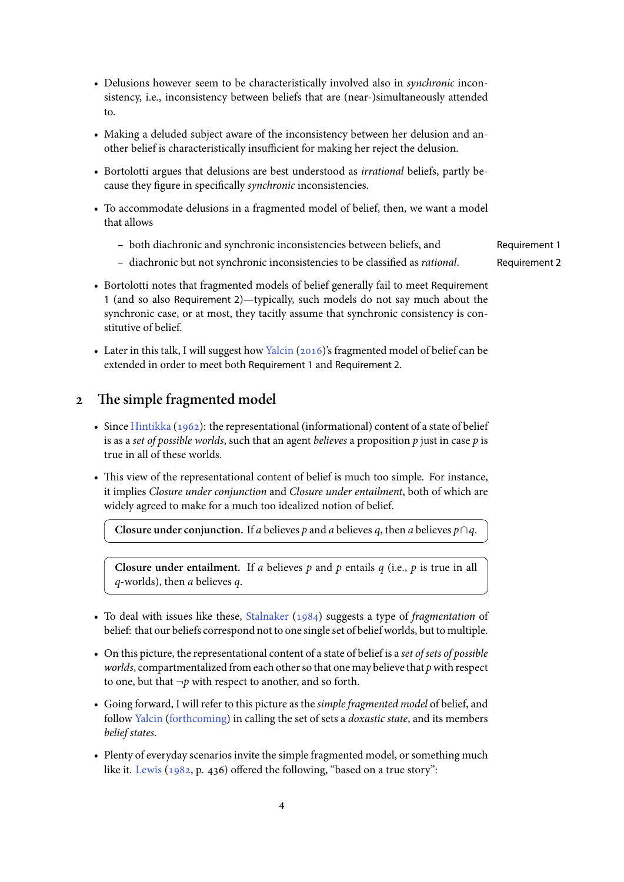- Delusions however seem to be characteristically involved also in *synchronic* inconsistency, i.e., inconsistency between beliefs that are (near-)simultaneously attended to.

- Making a deluded subject aware of the inconsistency between her delusion and another belief is characteristically insufficient for making her reject the delusion.

- Bortolotti argues that delusions are best understood as *irrational* beliefs, partly because they figure in specifically *synchronic* inconsistencies.

- To accommodate delusions in a fragmented model of belief, then, we want a model that allows
  - both diachronic and synchronic inconsistencies between beliefs, and (Requirement 1)
  - diachronic but not synchronic inconsistencies to be classified as *rational*. (Requirement 2)

- Bortolotti notes that fragmented models of belief generally fail to meet Requirement 1 (and so also Requirement 2)—typically, such models do not say much about the synchronic case, or at most, they tacitly assume that synchronic consistency is constitutive of belief.

- Later in this talk, I will suggest how Yalcin (2016)'s fragmented model of belief can be extended in order to meet both Requirement 1 and Requirement 2.

## 2 The simple fragmented model

- Since Hintikka (1962): the representational (informational) content of a state of belief is as a *set of possible worlds*, such that an agent *believes* a proposition $p$ just in case $p$ is true in all of these worlds.

- This view of the representational content of belief is much too simple. For instance, it implies *Closure under conjunction* and *Closure under entailment*, both of which are widely agreed to make for a much too idealized notion of belief.

> **Closure under conjunction.** If $a$ believes $p$ and $a$ believes $q$, then $a$ believes $p \cap q$.

> **Closure under entailment.** If $a$ believes $p$ and $p$ entails $q$ (i.e., $p$ is true in all $q$-worlds), then $a$ believes $q$.

- To deal with issues like these, Stalnaker (1984) suggests a type of *fragmentation* of belief: that our beliefs correspond not to one single set of belief worlds, but to multiple.

- On this picture, the representational content of a state of belief is a *set of sets of possible worlds*, compartmentalized from each other so that one may believe that $p$ with respect to one, but that $\neg p$ with respect to another, and so forth.

- Going forward, I will refer to this picture as the *simple fragmented model* of belief, and follow Yalcin (forthcoming) in calling the set of sets a *doxastic state*, and its members *belief states*.

- Plenty of everyday scenarios invite the simple fragmented model, or something much like it. Lewis (1982, p. 436) offered the following, "based on a true story":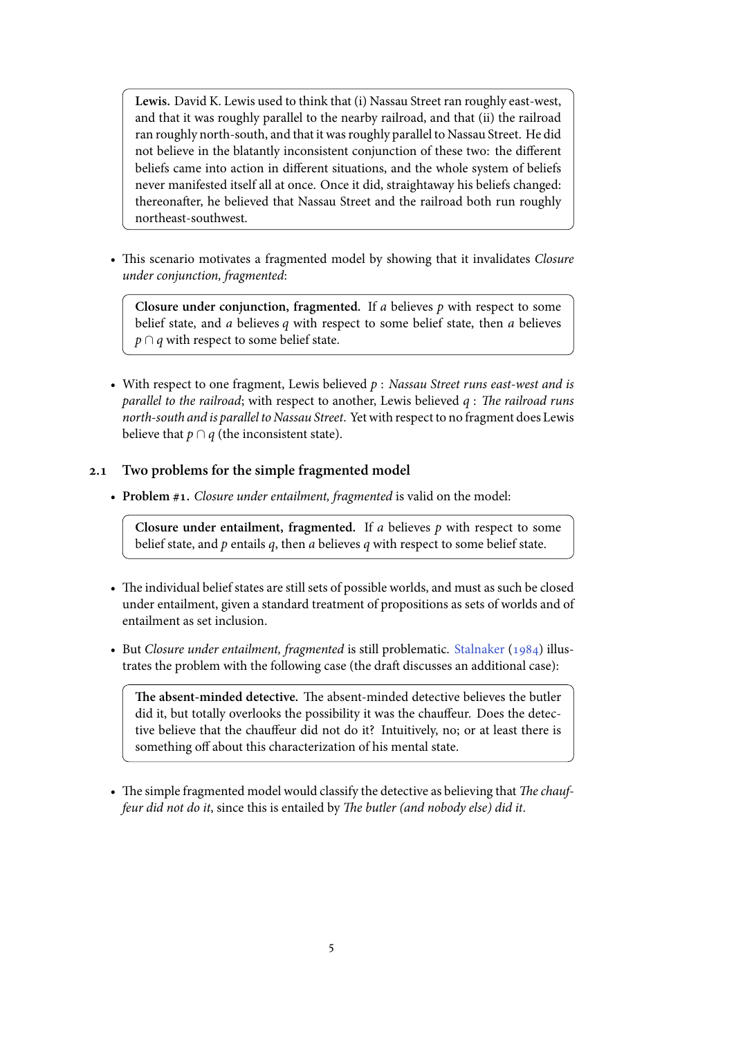> **Lewis.** David K. Lewis used to think that (i) Nassau Street ran roughly east-west, and that it was roughly parallel to the nearby railroad, and that (ii) the railroad ran roughly north-south, and that it was roughly parallel to Nassau Street. He did not believe in the blatantly inconsistent conjunction of these two: the different beliefs came into action in different situations, and the whole system of beliefs never manifested itself all at once. Once it did, straightaway his beliefs changed: thereonafter, he believed that Nassau Street and the railroad both run roughly northeast-southwest.

- This scenario motivates a fragmented model by showing that it invalidates *Closure under conjunction, fragmented*:

> **Closure under conjunction, fragmented.** If $a$ believes $p$ with respect to some belief state, and $a$ believes $q$ with respect to some belief state, then $a$ believes $p \cap q$ with respect to some belief state.

- With respect to one fragment, Lewis believed $p$ : *Nassau Street runs east-west and is parallel to the railroad*; with respect to another, Lewis believed $q$ : *The railroad runs north-south and is parallel to Nassau Street*. Yet with respect to no fragment does Lewis believe that $p \cap q$ (the inconsistent state).

## 2.1 Two problems for the simple fragmented model

- **Problem #1.** *Closure under entailment, fragmented* is valid on the model:

> **Closure under entailment, fragmented.** If $a$ believes $p$ with respect to some belief state, and $p$ entails $q$, then $a$ believes $q$ with respect to some belief state.

- The individual belief states are still sets of possible worlds, and must as such be closed under entailment, given a standard treatment of propositions as sets of worlds and of entailment as set inclusion.
- But *Closure under entailment, fragmented* is still problematic. Stalnaker (1984) illustrates the problem with the following case (the draft discusses an additional case):

> **The absent-minded detective.** The absent-minded detective believes the butler did it, but totally overlooks the possibility it was the chauffeur. Does the detective believe that the chauffeur did not do it? Intuitively, no; or at least there is something off about this characterization of his mental state.

- The simple fragmented model would classify the detective as believing that *The chauffeur did not do it*, since this is entailed by *The butler (and nobody else) did it*.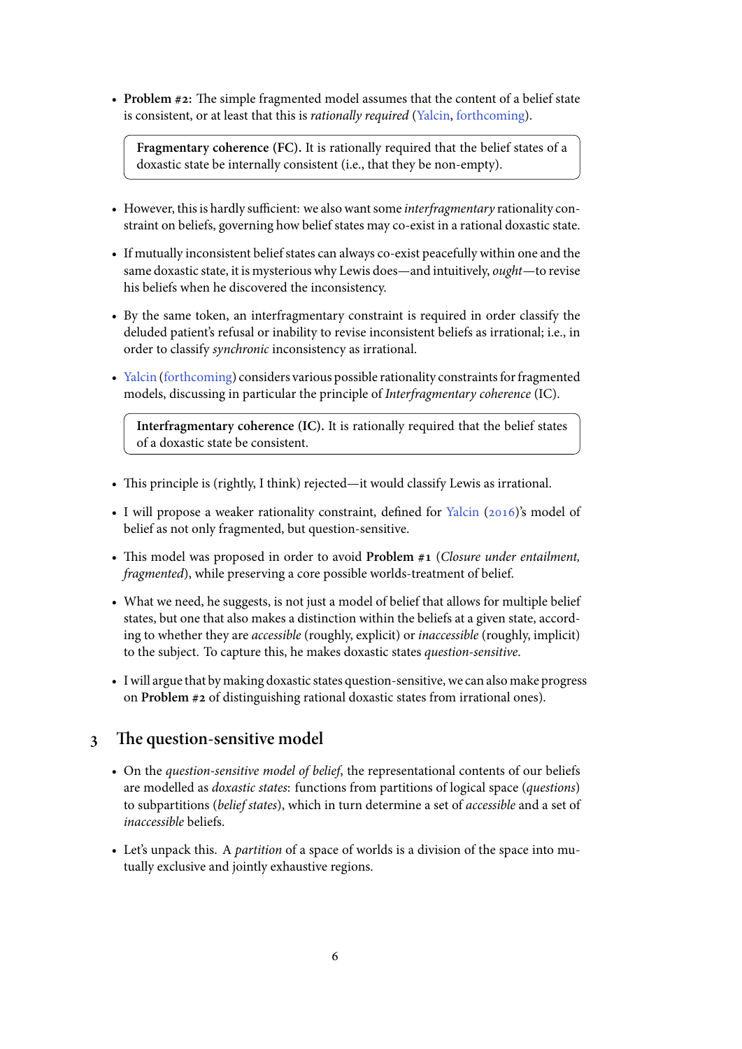- **Problem #2:** The simple fragmented model assumes that the content of a belief state is consistent, or at least that this is *rationally required* (Yalcin, forthcoming).

> **Fragmentary coherence (FC).** It is rationally required that the belief states of a doxastic state be internally consistent (i.e., that they be non-empty).

- However, this is hardly sufficient: we also want some *interfragmentary* rationality constraint on beliefs, governing how belief states may co-exist in a rational doxastic state.
- If mutually inconsistent belief states can always co-exist peacefully within one and the same doxastic state, it is mysterious why Lewis does—and intuitively, *ought*—to revise his beliefs when he discovered the inconsistency.
- By the same token, an interfragmentary constraint is required in order classify the deluded patient's refusal or inability to revise inconsistent beliefs as irrational; i.e., in order to classify *synchronic* inconsistency as irrational.
- Yalcin (forthcoming) considers various possible rationality constraints for fragmented models, discussing in particular the principle of *Interfragmentary coherence* (IC).

> **Interfragmentary coherence (IC).** It is rationally required that the belief states of a doxastic state be consistent.

- This principle is (rightly, I think) rejected—it would classify Lewis as irrational.
- I will propose a weaker rationality constraint, defined for Yalcin (2016)'s model of belief as not only fragmented, but question-sensitive.
- This model was proposed in order to avoid **Problem #1** (*Closure under entailment, fragmented*), while preserving a core possible worlds-treatment of belief.
- What we need, he suggests, is not just a model of belief that allows for multiple belief states, but one that also makes a distinction within the beliefs at a given state, according to whether they are *accessible* (roughly, explicit) or *inaccessible* (roughly, implicit) to the subject. To capture this, he makes doxastic states *question-sensitive*.
- I will argue that by making doxastic states question-sensitive, we can also make progress on **Problem #2** of distinguishing rational doxastic states from irrational ones).

## 3 The question-sensitive model

- On the *question-sensitive model of belief*, the representational contents of our beliefs are modelled as *doxastic states*: functions from partitions of logical space (*questions*) to subpartitions (*belief states*), which in turn determine a set of *accessible* and a set of *inaccessible* beliefs.
- Let's unpack this. A *partition* of a space of worlds is a division of the space into mutually exclusive and jointly exhaustive regions.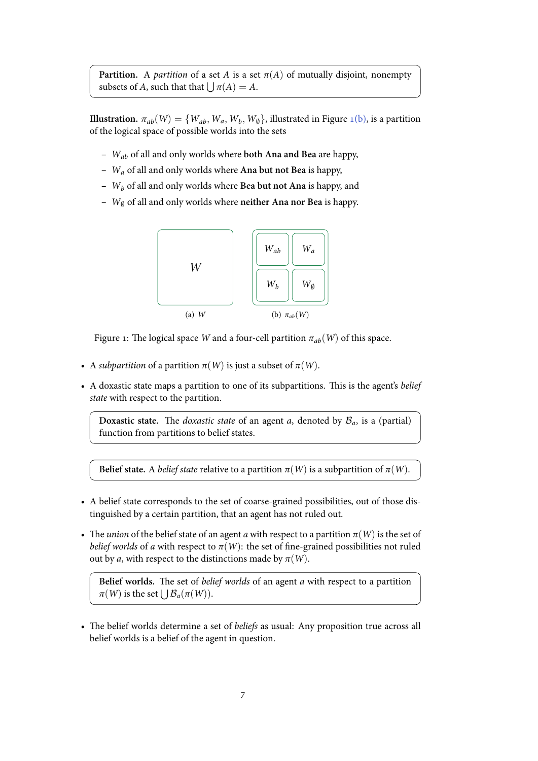> **Partition.** A *partition* of a set $A$ is a set $\pi(A)$ of mutually disjoint, nonempty subsets of $A$, such that that $\bigcup \pi(A) = A$.

**Illustration.** $\pi_{ab}(W) = \{W_{ab}, W_a, W_b, W_\emptyset\}$, illustrated in Figure 1(b), is a partition of the logical space of possible worlds into the sets

- $W_{ab}$ of all and only worlds where **both Ana and Bea** are happy,
- $W_a$ of all and only worlds where **Ana but not Bea** is happy,
- $W_b$ of all and only worlds where **Bea but not Ana** is happy, and
- $W_\emptyset$ of all and only worlds where **neither Ana nor Bea** is happy.

(a) $W$ (b) $\pi_{ab}(W)$

Figure 1: The logical space $W$ and a four-cell partition $\pi_{ab}(W)$ of this space.

- A *subpartition* of a partition $\pi(W)$ is just a subset of $\pi(W)$.
- A doxastic state maps a partition to one of its subpartitions. This is the agent's *belief state* with respect to the partition.

> **Doxastic state.** The *doxastic state* of an agent $a$, denoted by $\mathcal{B}_a$, is a (partial) function from partitions to belief states.

> **Belief state.** A *belief state* relative to a partition $\pi(W)$ is a subpartition of $\pi(W)$.

- A belief state corresponds to the set of coarse-grained possibilities, out of those distinguished by a certain partition, that an agent has not ruled out.
- The *union* of the belief state of an agent $a$ with respect to a partition $\pi(W)$ is the set of *belief worlds* of $a$ with respect to $\pi(W)$: the set of fine-grained possibilities not ruled out by $a$, with respect to the distinctions made by $\pi(W)$.

> **Belief worlds.** The set of *belief worlds* of an agent $a$ with respect to a partition $\pi(W)$ is the set $\bigcup \mathcal{B}_a(\pi(W))$.

- The belief worlds determine a set of *beliefs* as usual: Any proposition true across all belief worlds is a belief of the agent in question.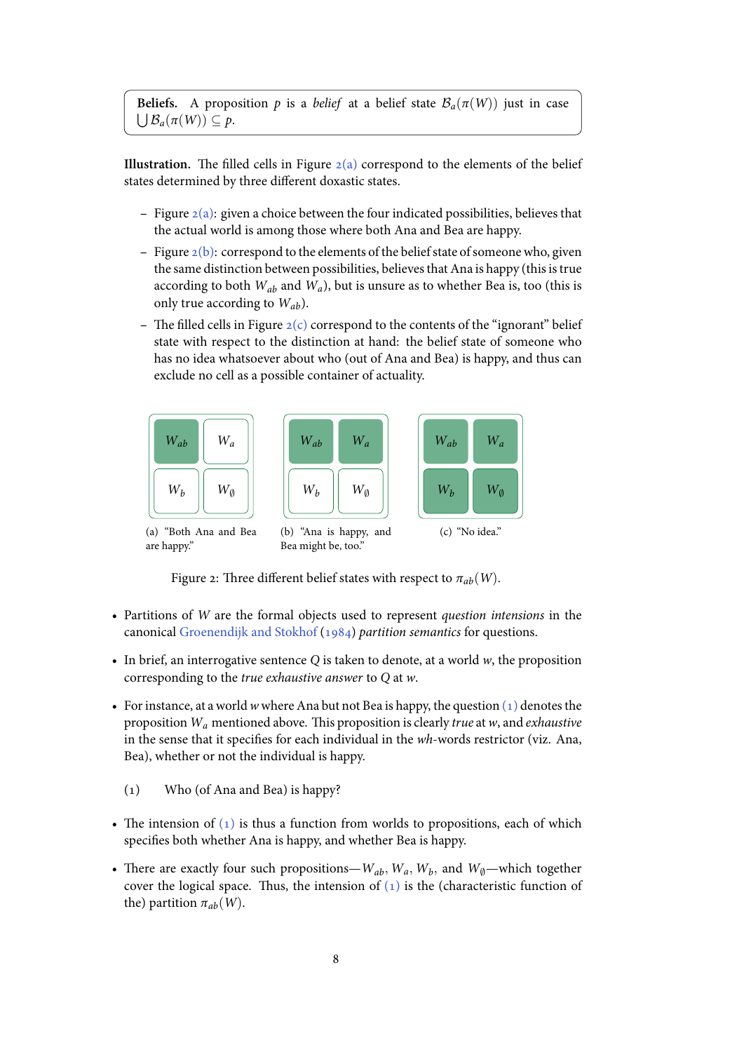> **Beliefs.** A proposition $p$ is a *belief* at a belief state $\mathcal{B}_a(\pi(W))$ just in case $\bigcup \mathcal{B}_a(\pi(W)) \subseteq p$.

**Illustration.** The filled cells in Figure 2(a) correspond to the elements of the belief states determined by three different doxastic states.

- Figure 2(a): given a choice between the four indicated possibilities, believes that the actual world is among those where both Ana and Bea are happy.
- Figure 2(b): correspond to the elements of the belief state of someone who, given the same distinction between possibilities, believes that Ana is happy (this is true according to both $W_{ab}$ and $W_a$), but is unsure as to whether Bea is, too (this is only true according to $W_{ab}$).
- The filled cells in Figure 2(c) correspond to the contents of the "ignorant" belief state with respect to the distinction at hand: the belief state of someone who has no idea whatsoever about who (out of Ana and Bea) is happy, and thus can exclude no cell as a possible container of actuality.

| $W_{ab}$ | $W_a$ |
|---|---|
| $W_b$ | $W_\emptyset$ |

(a) "Both Ana and Bea are happy."

| $W_{ab}$ | $W_a$ |
|---|---|
| $W_b$ | $W_\emptyset$ |

(b) "Ana is happy, and Bea might be, too."

| $W_{ab}$ | $W_a$ |
|---|---|
| $W_b$ | $W_\emptyset$ |

(c) "No idea."

Figure 2: Three different belief states with respect to $\pi_{ab}(W)$.

- Partitions of $W$ are the formal objects used to represent *question intensions* in the canonical Groenendijk and Stokhof (1984) *partition semantics* for questions.
- In brief, an interrogative sentence $Q$ is taken to denote, at a world $w$, the proposition corresponding to the *true exhaustive answer* to $Q$ at $w$.
- For instance, at a world $w$ where Ana but not Bea is happy, the question (1) denotes the proposition $W_a$ mentioned above. This proposition is clearly *true* at $w$, and *exhaustive* in the sense that it specifies for each individual in the *wh*-words restrictor (viz. Ana, Bea), whether or not the individual is happy.

(1) Who (of Ana and Bea) is happy?

- The intension of (1) is thus a function from worlds to propositions, each of which specifies both whether Ana is happy, and whether Bea is happy.
- There are exactly four such propositions—$W_{ab}$, $W_a$, $W_b$, and $W_\emptyset$—which together cover the logical space. Thus, the intension of (1) is the (characteristic function of the) partition $\pi_{ab}(W)$.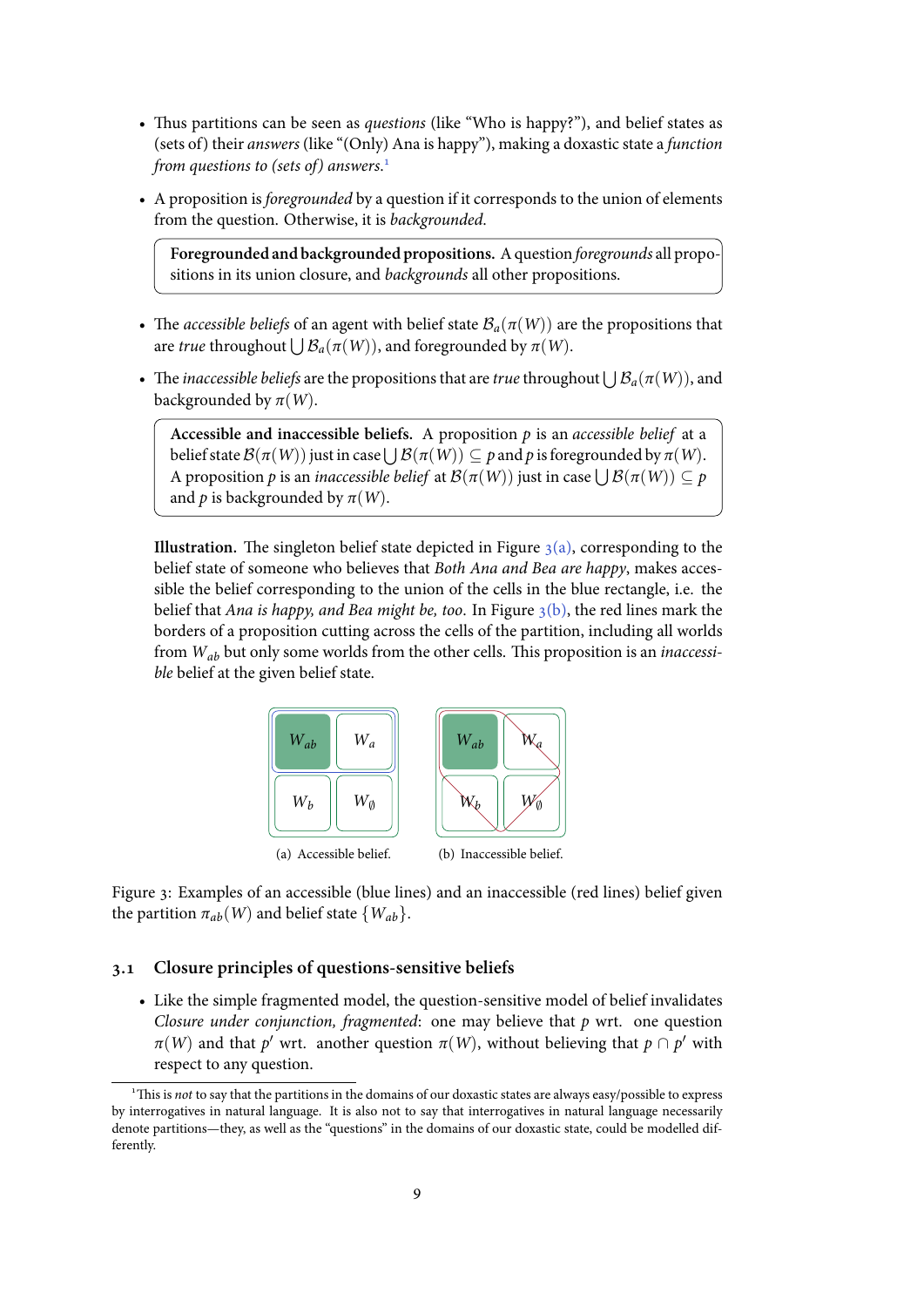- Thus partitions can be seen as *questions* (like "Who is happy?"), and belief states as (sets of) their *answers* (like "(Only) Ana is happy"), making a doxastic state a *function from questions to (sets of) answers*.[1]

- A proposition is *foregrounded* by a question if it corresponds to the union of elements from the question. Otherwise, it is *backgrounded*.

> **Foregrounded and backgrounded propositions.** A question *foregrounds* all propositions in its union closure, and *backgrounds* all other propositions.

- The *accessible beliefs* of an agent with belief state $\mathcal{B}_a(\pi(W))$ are the propositions that are *true* throughout $\bigcup \mathcal{B}_a(\pi(W))$, and foregrounded by $\pi(W)$.

- The *inaccessible beliefs* are the propositions that are *true* throughout $\bigcup \mathcal{B}_a(\pi(W))$, and backgrounded by $\pi(W)$.

> **Accessible and inaccessible beliefs.** A proposition $p$ is an *accessible belief* at a belief state $\mathcal{B}(\pi(W))$ just in case $\bigcup \mathcal{B}(\pi(W)) \subseteq p$ and $p$ is foregrounded by $\pi(W)$. A proposition $p$ is an *inaccessible belief* at $\mathcal{B}(\pi(W))$ just in case $\bigcup \mathcal{B}(\pi(W)) \subseteq p$ and $p$ is backgrounded by $\pi(W)$.

**Illustration.** The singleton belief state depicted in Figure 3(a), corresponding to the belief state of someone who believes that *Both Ana and Bea are happy*, makes accessible the belief corresponding to the union of the cells in the blue rectangle, i.e. the belief that *Ana is happy, and Bea might be, too*. In Figure 3(b), the red lines mark the borders of a proposition cutting across the cells of the partition, including all worlds from $W_{ab}$ but only some worlds from the other cells. This proposition is an *inaccessible* belief at the given belief state.

| $W_{ab}$ | $W_a$ |
|---|---|
| $W_b$ | $W_\emptyset$ |

(a) Accessible belief.

| $W_{ab}$ | $W_a$ |
|---|---|
| $W_b$ | $W_\emptyset$ |

(b) Inaccessible belief.

Figure 3: Examples of an accessible (blue lines) and an inaccessible (red lines) belief given the partition $\pi_{ab}(W)$ and belief state $\{W_{ab}\}$.

### 3.1 Closure principles of questions-sensitive beliefs

- Like the simple fragmented model, the question-sensitive model of belief invalidates *Closure under conjunction, fragmented*: one may believe that $p$ wrt. one question $\pi(W)$ and that $p'$ wrt. another question $\pi(W)$, without believing that $p \cap p'$ with respect to any question.

[1] This is *not* to say that the partitions in the domains of our doxastic states are always easy/possible to express by interrogatives in natural language. It is also not to say that interrogatives in natural language necessarily denote partitions—they, as well as the "questions" in the domains of our doxastic state, could be modelled differently.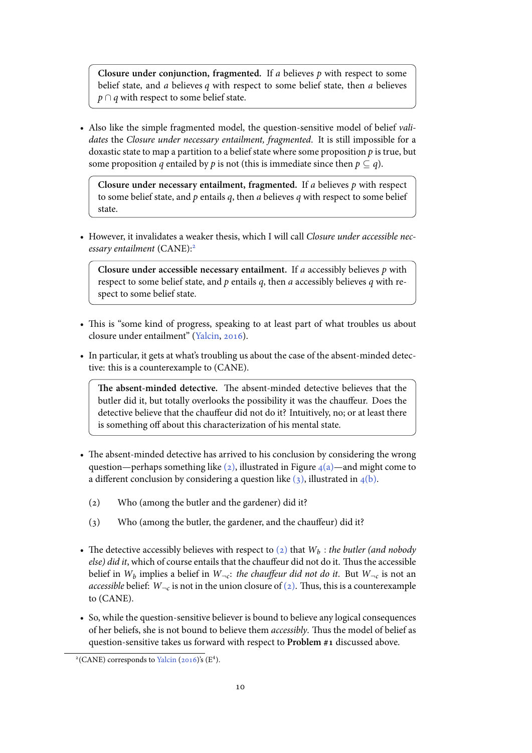> **Closure under conjunction, fragmented.** If $a$ believes $p$ with respect to some belief state, and $a$ believes $q$ with respect to some belief state, then $a$ believes $p \cap q$ with respect to some belief state.

- Also like the simple fragmented model, the question-sensitive model of belief *validates* the *Closure under necessary entailment, fragmented*. It is still impossible for a doxastic state to map a partition to a belief state where some proposition $p$ is true, but some proposition $q$ entailed by $p$ is not (this is immediate since then $p \subseteq q$).

> **Closure under necessary entailment, fragmented.** If $a$ believes $p$ with respect to some belief state, and $p$ entails $q$, then $a$ believes $q$ with respect to some belief state.

- However, it invalidates a weaker thesis, which I will call *Closure under accessible necessary entailment* (CANE):[2]

> **Closure under accessible necessary entailment.** If $a$ accessibly believes $p$ with respect to some belief state, and $p$ entails $q$, then $a$ accessibly believes $q$ with respect to some belief state.

- This is "some kind of progress, speaking to at least part of what troubles us about closure under entailment" (Yalcin, 2016).

- In particular, it gets at what's troubling us about the case of the absent-minded detective: this is a counterexample to (CANE).

> **The absent-minded detective.** The absent-minded detective believes that the butler did it, but totally overlooks the possibility it was the chauffeur. Does the detective believe that the chauffeur did not do it? Intuitively, no; or at least there is something off about this characterization of his mental state.

- The absent-minded detective has arrived to his conclusion by considering the wrong question—perhaps something like (2), illustrated in Figure 4(a)—and might come to a different conclusion by considering a question like (3), illustrated in 4(b).

  (2) Who (among the butler and the gardener) did it?

  (3) Who (among the butler, the gardener, and the chauffeur) did it?

- The detective accessibly believes with respect to (2) that $W_b$ : *the butler (and nobody else) did it*, which of course entails that the chauffeur did not do it. Thus the accessible belief in $W_b$ implies a belief in $W_{\neg c}$: *the chauffeur did not do it*. But $W_{\neg c}$ is not an *accessible* belief: $W_{\neg c}$ is not in the union closure of (2). Thus, this is a counterexample to (CANE).

- So, while the question-sensitive believer is bound to believe any logical consequences of her beliefs, she is not bound to believe them *accessibly*. Thus the model of belief as question-sensitive takes us forward with respect to **Problem #1** discussed above.

[2](CANE) corresponds to Yalcin (2016)'s ($E^4$).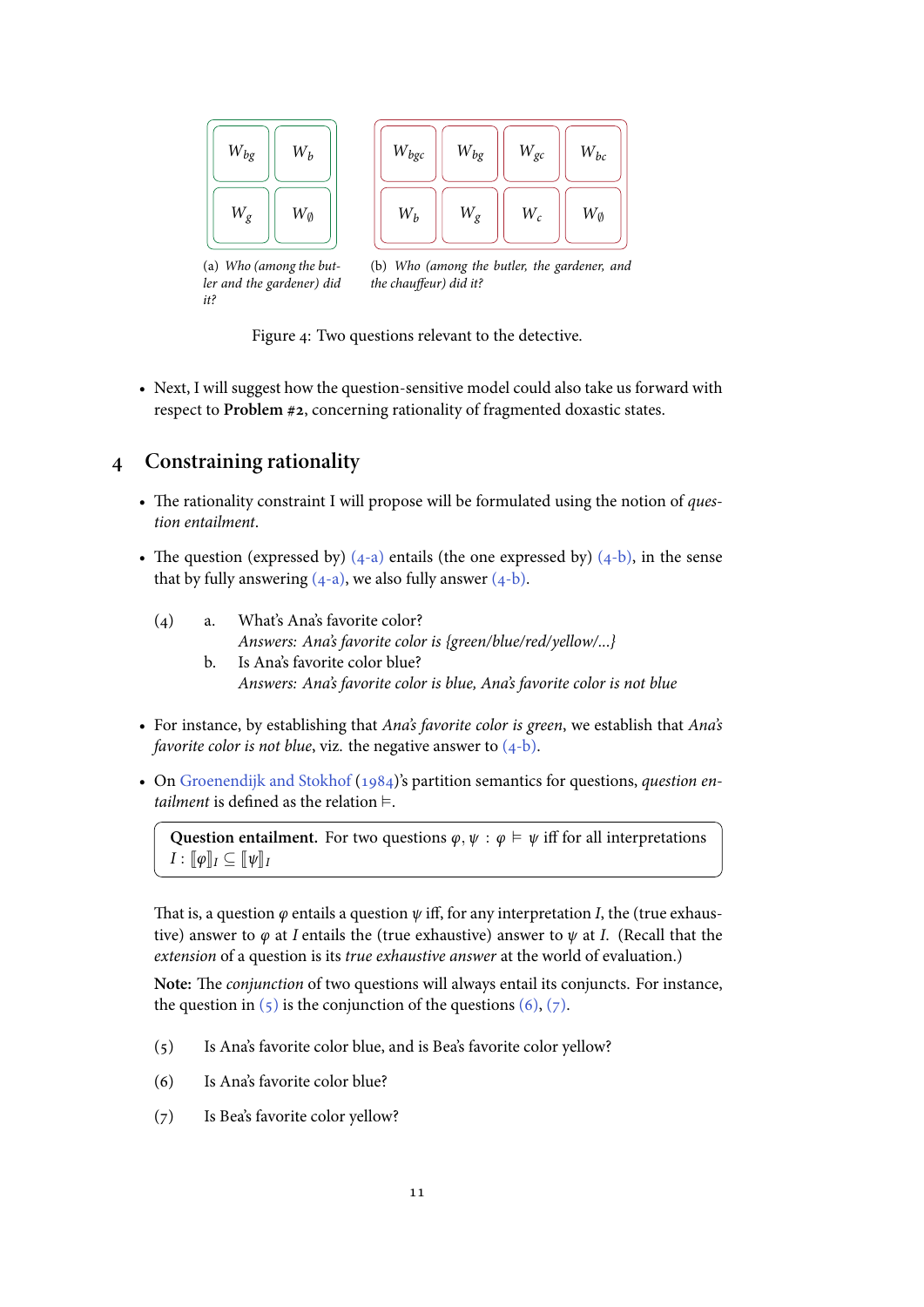| $W_{bg}$ | $W_b$ |
| --- | --- |
| $W_g$ | $W_\emptyset$ |

(a) *Who (among the butler and the gardener) did it?*

| $W_{bgc}$ | $W_{bg}$ | $W_{gc}$ | $W_{bc}$ |
| --- | --- | --- | --- |
| $W_b$ | $W_g$ | $W_c$ | $W_\emptyset$ |

(b) *Who (among the butler, the gardener, and the chauffeur) did it?*

Figure 4: Two questions relevant to the detective.

- Next, I will suggest how the question-sensitive model could also take us forward with respect to **Problem #2**, concerning rationality of fragmented doxastic states.

## 4 Constraining rationality

- The rationality constraint I will propose will be formulated using the notion of *question entailment*.

- The question (expressed by) (4-a) entails (the one expressed by) (4-b), in the sense that by fully answering (4-a), we also fully answer (4-b).

(4) a. What's Ana's favorite color?
*Answers: Ana's favorite color is {green/blue/red/yellow/...}*

b. Is Ana's favorite color blue?
*Answers: Ana's favorite color is blue, Ana's favorite color is not blue*

- For instance, by establishing that *Ana's favorite color is green*, we establish that *Ana's favorite color is not blue*, viz. the negative answer to (4-b).

- On Groenendijk and Stokhof (1984)'s partition semantics for questions, *question entailment* is defined as the relation $\vDash$.

> **Question entailment.** For two questions $\varphi, \psi$ : $\varphi \vDash \psi$ iff for all interpretations $I$ : $[\![\varphi]\!]_I \subseteq [\![\psi]\!]_I$

That is, a question $\varphi$ entails a question $\psi$ iff, for any interpretation $I$, the (true exhaustive) answer to $\varphi$ at $I$ entails the (true exhaustive) answer to $\psi$ at $I$. (Recall that the *extension* of a question is its *true exhaustive answer* at the world of evaluation.)

**Note:** The *conjunction* of two questions will always entail its conjuncts. For instance, the question in (5) is the conjunction of the questions (6), (7).

(5) Is Ana's favorite color blue, and is Bea's favorite color yellow?

(6) Is Ana's favorite color blue?

(7) Is Bea's favorite color yellow?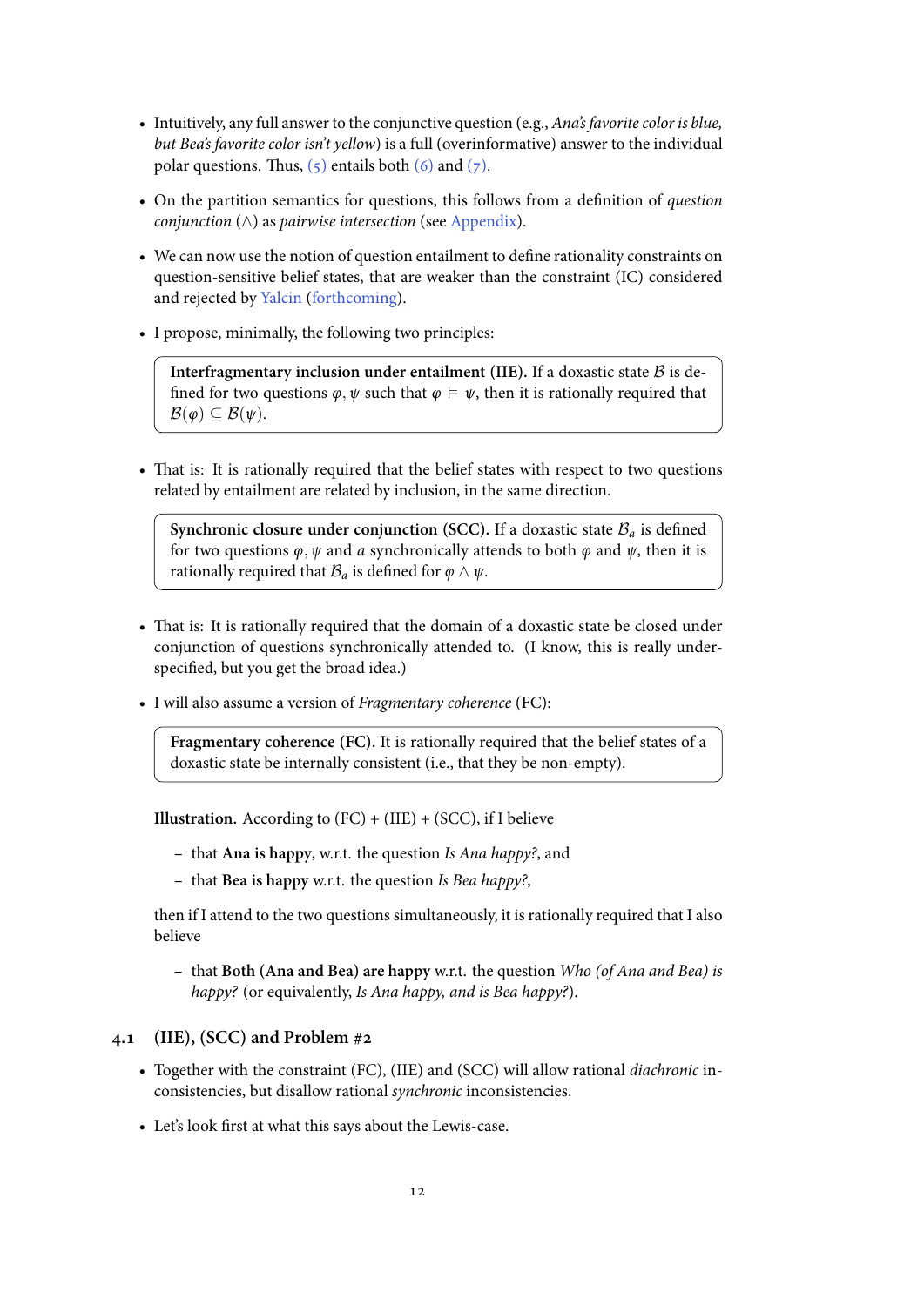- Intuitively, any full answer to the conjunctive question (e.g., *Ana's favorite color is blue, but Bea's favorite color isn't yellow*) is a full (overinformative) answer to the individual polar questions. Thus, (5) entails both (6) and (7).

- On the partition semantics for questions, this follows from a definition of *question conjunction* ($\wedge$) as *pairwise intersection* (see Appendix).

- We can now use the notion of question entailment to define rationality constraints on question-sensitive belief states, that are weaker than the constraint (IC) considered and rejected by Yalcin (forthcoming).

- I propose, minimally, the following two principles:

> **Interfragmentary inclusion under entailment (IIE).** If a doxastic state $\mathcal{B}$ is defined for two questions $\varphi, \psi$ such that $\varphi \vDash \psi$, then it is rationally required that $\mathcal{B}(\varphi) \subseteq \mathcal{B}(\psi)$.

- That is: It is rationally required that the belief states with respect to two questions related by entailment are related by inclusion, in the same direction.

> **Synchronic closure under conjunction (SCC).** If a doxastic state $\mathcal{B}_a$ is defined for two questions $\varphi, \psi$ and $a$ synchronically attends to both $\varphi$ and $\psi$, then it is rationally required that $\mathcal{B}_a$ is defined for $\varphi \wedge \psi$.

- That is: It is rationally required that the domain of a doxastic state be closed under conjunction of questions synchronically attended to. (I know, this is really under-specified, but you get the broad idea.)

- I will also assume a version of *Fragmentary coherence* (FC):

> **Fragmentary coherence (FC).** It is rationally required that the belief states of a doxastic state be internally consistent (i.e., that they be non-empty).

**Illustration.** According to (FC) + (IIE) + (SCC), if I believe

- that **Ana is happy**, w.r.t. the question *Is Ana happy?*, and
- that **Bea is happy** w.r.t. the question *Is Bea happy?*,

then if I attend to the two questions simultaneously, it is rationally required that I also believe

- that **Both (Ana and Bea) are happy** w.r.t. the question *Who (of Ana and Bea) is happy?* (or equivalently, *Is Ana happy, and is Bea happy?*).

### 4.1 (IIE), (SCC) and Problem #2

- Together with the constraint (FC), (IIE) and (SCC) will allow rational *diachronic* inconsistencies, but disallow rational *synchronic* inconsistencies.

- Let's look first at what this says about the Lewis-case.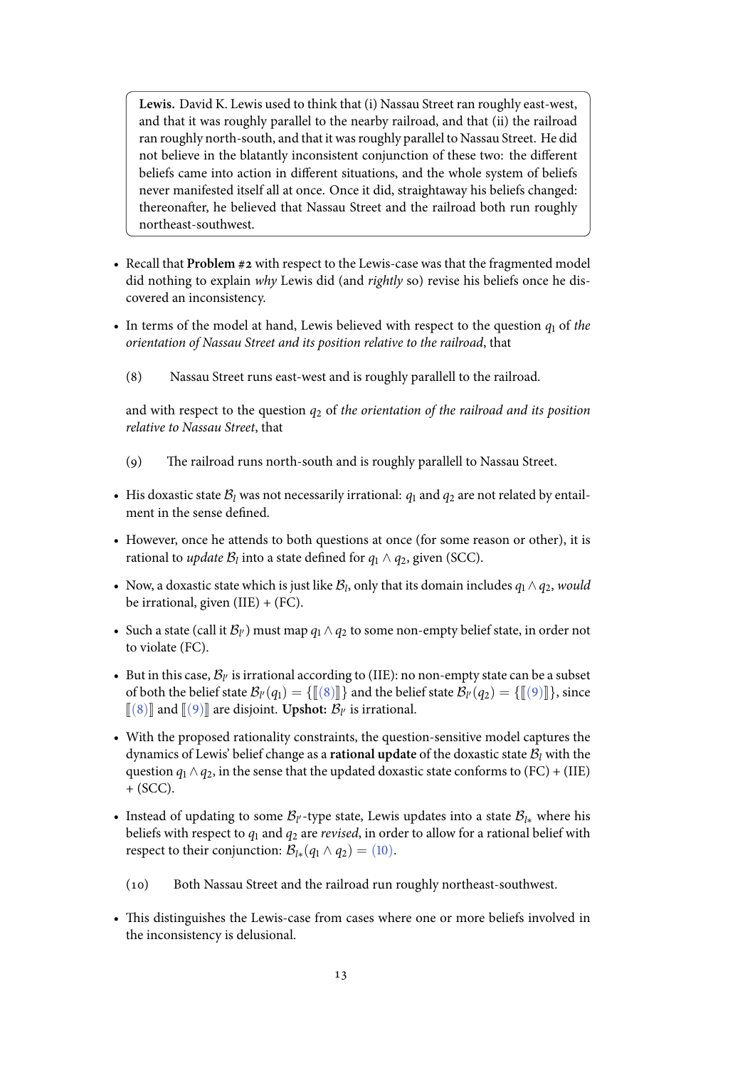> **Lewis.** David K. Lewis used to think that (i) Nassau Street ran roughly east-west, and that it was roughly parallel to the nearby railroad, and that (ii) the railroad ran roughly north-south, and that it was roughly parallel to Nassau Street. He did not believe in the blatantly inconsistent conjunction of these two: the different beliefs came into action in different situations, and the whole system of beliefs never manifested itself all at once. Once it did, straightaway his beliefs changed: thereonafter, he believed that Nassau Street and the railroad both run roughly northeast-southwest.

- Recall that **Problem #2** with respect to the Lewis-case was that the fragmented model did nothing to explain *why* Lewis did (and *rightly* so) revise his beliefs once he discovered an inconsistency.
- In terms of the model at hand, Lewis believed with respect to the question $q_1$ of *the orientation of Nassau Street and its position relative to the railroad*, that

  (8) Nassau Street runs east-west and is roughly parallell to the railroad.

  and with respect to the question $q_2$ of *the orientation of the railroad and its position relative to Nassau Street*, that

  (9) The railroad runs north-south and is roughly parallell to Nassau Street.

- His doxastic state $\mathcal{B}_l$ was not necessarily irrational: $q_1$ and $q_2$ are not related by entailment in the sense defined.
- However, once he attends to both questions at once (for some reason or other), it is rational to *update* $\mathcal{B}_l$ into a state defined for $q_1 \wedge q_2$, given (SCC).
- Now, a doxastic state which is just like $\mathcal{B}_l$, only that its domain includes $q_1 \wedge q_2$, *would* be irrational, given (IIE) + (FC).
- Such a state (call it $\mathcal{B}_{l'}$) must map $q_1 \wedge q_2$ to some non-empty belief state, in order not to violate (FC).
- But in this case, $\mathcal{B}_{l'}$ is irrational according to (IIE): no non-empty state can be a subset of both the belief state $\mathcal{B}_{l'}(q_1) = \{[\![(8)]\!]\}$ and the belief state $\mathcal{B}_{l'}(q_2) = \{[\![(9)]\!]\}$, since $[\![(8)]\!]$ and $[\![(9)]\!]$ are disjoint. **Upshot:** $\mathcal{B}_{l'}$ is irrational.
- With the proposed rationality constraints, the question-sensitive model captures the dynamics of Lewis' belief change as a **rational update** of the doxastic state $\mathcal{B}_l$ with the question $q_1 \wedge q_2$, in the sense that the updated doxastic state conforms to (FC) + (IIE) + (SCC).
- Instead of updating to some $\mathcal{B}_{l'}$-type state, Lewis updates into a state $\mathcal{B}_{l*}$ where his beliefs with respect to $q_1$ and $q_2$ are *revised*, in order to allow for a rational belief with respect to their conjunction: $\mathcal{B}_{l*}(q_1 \wedge q_2) =$ (10).

  (10) Both Nassau Street and the railroad run roughly northeast-southwest.

- This distinguishes the Lewis-case from cases where one or more beliefs involved in the inconsistency is delusional.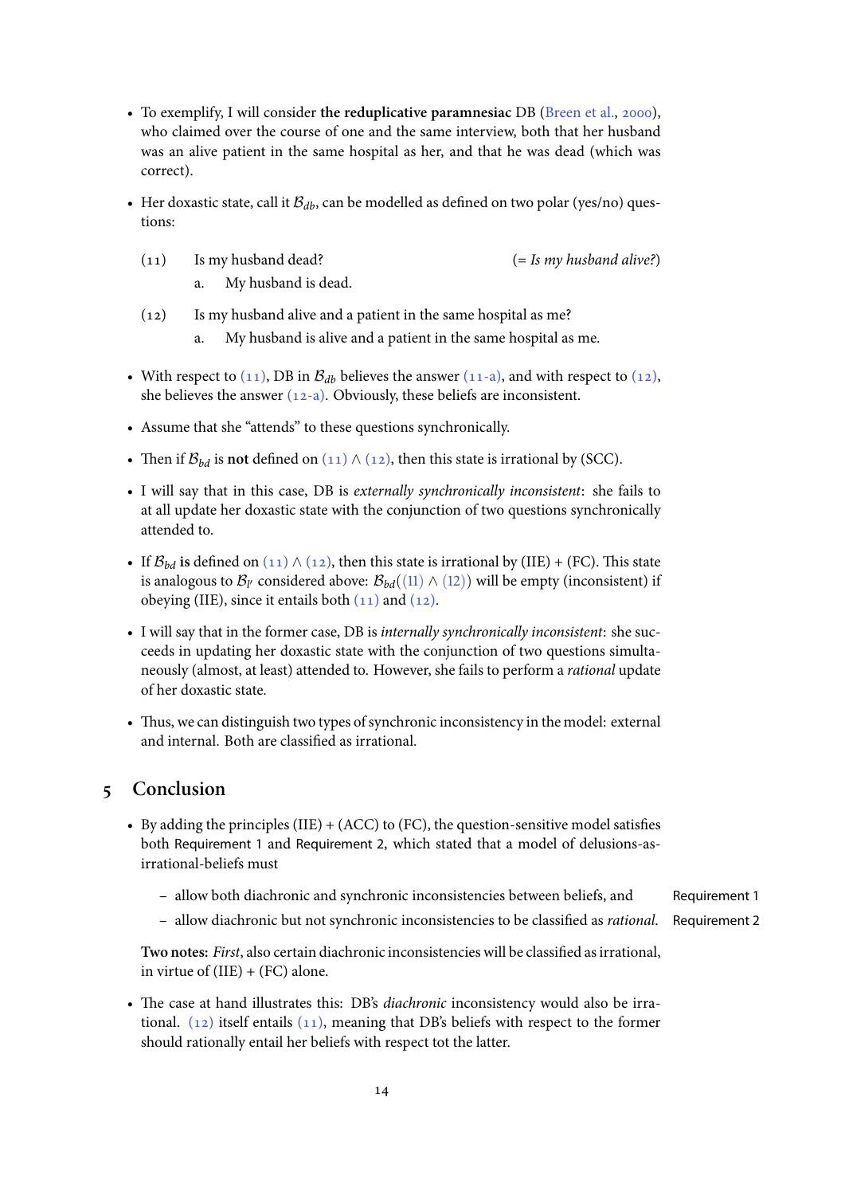- To exemplify, I will consider **the reduplicative paramnesiac** DB (Breen et al., 2000), who claimed over the course of one and the same interview, both that her husband was an alive patient in the same hospital as her, and that he was dead (which was correct).

- Her doxastic state, call it $\mathcal{B}_{db}$, can be modelled as defined on two polar (yes/no) questions:

(11) Is my husband dead? (= *Is my husband alive?*)
  a. My husband is dead.

(12) Is my husband alive and a patient in the same hospital as me?
  a. My husband is alive and a patient in the same hospital as me.

- With respect to (11), DB in $\mathcal{B}_{db}$ believes the answer (11-a), and with respect to (12), she believes the answer (12-a). Obviously, these beliefs are inconsistent.

- Assume that she "attends" to these questions synchronically.

- Then if $\mathcal{B}_{bd}$ is **not** defined on (11) $\wedge$ (12), then this state is irrational by (SCC).

- I will say that in this case, DB is *externally synchronically inconsistent*: she fails to at all update her doxastic state with the conjunction of two questions synchronically attended to.

- If $\mathcal{B}_{bd}$ **is** defined on (11) $\wedge$ (12), then this state is irrational by (IIE) + (FC). This state is analogous to $\mathcal{B}_{l'}$ considered above: $\mathcal{B}_{bd}$((11) $\wedge$ (12)) will be empty (inconsistent) if obeying (IIE), since it entails both (11) and (12).

- I will say that in the former case, DB is *internally synchronically inconsistent*: she succeeds in updating her doxastic state with the conjunction of two questions simultaneously (almost, at least) attended to. However, she fails to perform a *rational* update of her doxastic state.

- Thus, we can distinguish two types of synchronic inconsistency in the model: external and internal. Both are classified as irrational.

## 5 Conclusion

- By adding the principles (IIE) + (ACC) to (FC), the question-sensitive model satisfies both Requirement 1 and Requirement 2, which stated that a model of delusions-as-irrational-beliefs must

  – allow both diachronic and synchronic inconsistencies between beliefs, and (Requirement 1)

  – allow diachronic but not synchronic inconsistencies to be classified as *rational*. (Requirement 2)

  **Two notes:** *First*, also certain diachronic inconsistencies will be classified as irrational, in virtue of (IIE) + (FC) alone.

- The case at hand illustrates this: DB's *diachronic* inconsistency would also be irrational. (12) itself entails (11), meaning that DB's beliefs with respect to the former should rationally entail her beliefs with respect tot the latter.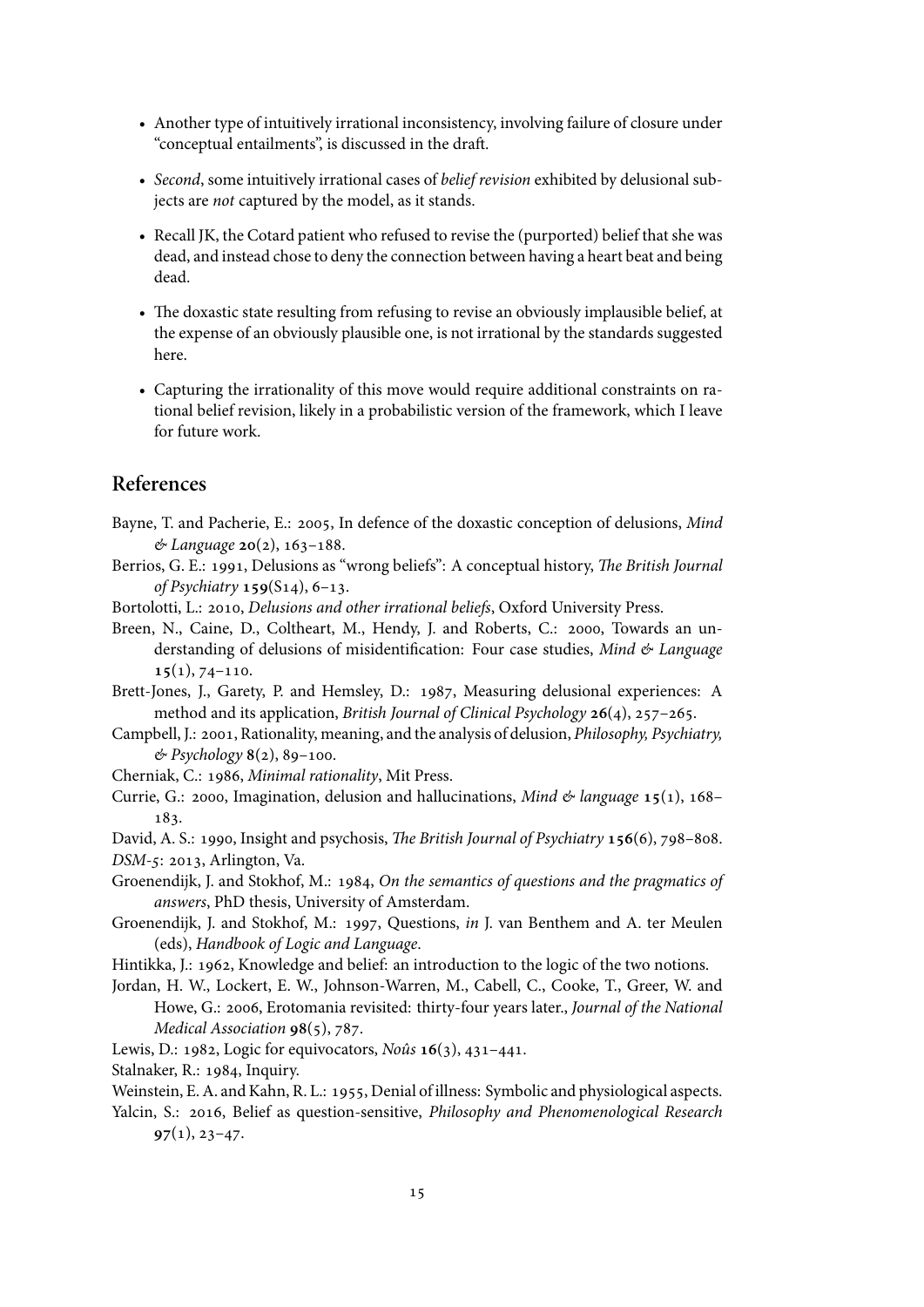- Another type of intuitively irrational inconsistency, involving failure of closure under "conceptual entailments", is discussed in the draft.
- *Second*, some intuitively irrational cases of *belief revision* exhibited by delusional subjects are *not* captured by the model, as it stands.
- Recall JK, the Cotard patient who refused to revise the (purported) belief that she was dead, and instead chose to deny the connection between having a heart beat and being dead.
- The doxastic state resulting from refusing to revise an obviously implausible belief, at the expense of an obviously plausible one, is not irrational by the standards suggested here.
- Capturing the irrationality of this move would require additional constraints on rational belief revision, likely in a probabilistic version of the framework, which I leave for future work.

## References

Bayne, T. and Pacherie, E.: 2005, In defence of the doxastic conception of delusions, *Mind & Language* **20**(2), 163–188.

Berrios, G. E.: 1991, Delusions as "wrong beliefs": A conceptual history, *The British Journal of Psychiatry* **159**(S14), 6–13.

Bortolotti, L.: 2010, *Delusions and other irrational beliefs*, Oxford University Press.

Breen, N., Caine, D., Coltheart, M., Hendy, J. and Roberts, C.: 2000, Towards an understanding of delusions of misidentification: Four case studies, *Mind & Language* **15**(1), 74–110.

Brett-Jones, J., Garety, P. and Hemsley, D.: 1987, Measuring delusional experiences: A method and its application, *British Journal of Clinical Psychology* **26**(4), 257–265.

Campbell, J.: 2001, Rationality, meaning, and the analysis of delusion, *Philosophy, Psychiatry, & Psychology* **8**(2), 89–100.

Cherniak, C.: 1986, *Minimal rationality*, Mit Press.

Currie, G.: 2000, Imagination, delusion and hallucinations, *Mind & language* **15**(1), 168–183.

David, A. S.: 1990, Insight and psychosis, *The British Journal of Psychiatry* **156**(6), 798–808.

*DSM-5*: 2013, Arlington, Va.

Groenendijk, J. and Stokhof, M.: 1984, *On the semantics of questions and the pragmatics of answers*, PhD thesis, University of Amsterdam.

Groenendijk, J. and Stokhof, M.: 1997, Questions, *in* J. van Benthem and A. ter Meulen (eds), *Handbook of Logic and Language*.

Hintikka, J.: 1962, Knowledge and belief: an introduction to the logic of the two notions.

Jordan, H. W., Lockert, E. W., Johnson-Warren, M., Cabell, C., Cooke, T., Greer, W. and Howe, G.: 2006, Erotomania revisited: thirty-four years later., *Journal of the National Medical Association* **98**(5), 787.

Lewis, D.: 1982, Logic for equivocators, *Noûs* **16**(3), 431–441.

Stalnaker, R.: 1984, Inquiry.

Weinstein, E. A. and Kahn, R. L.: 1955, Denial of illness: Symbolic and physiological aspects.

Yalcin, S.: 2016, Belief as question-sensitive, *Philosophy and Phenomenological Research* **97**(1), 23–47.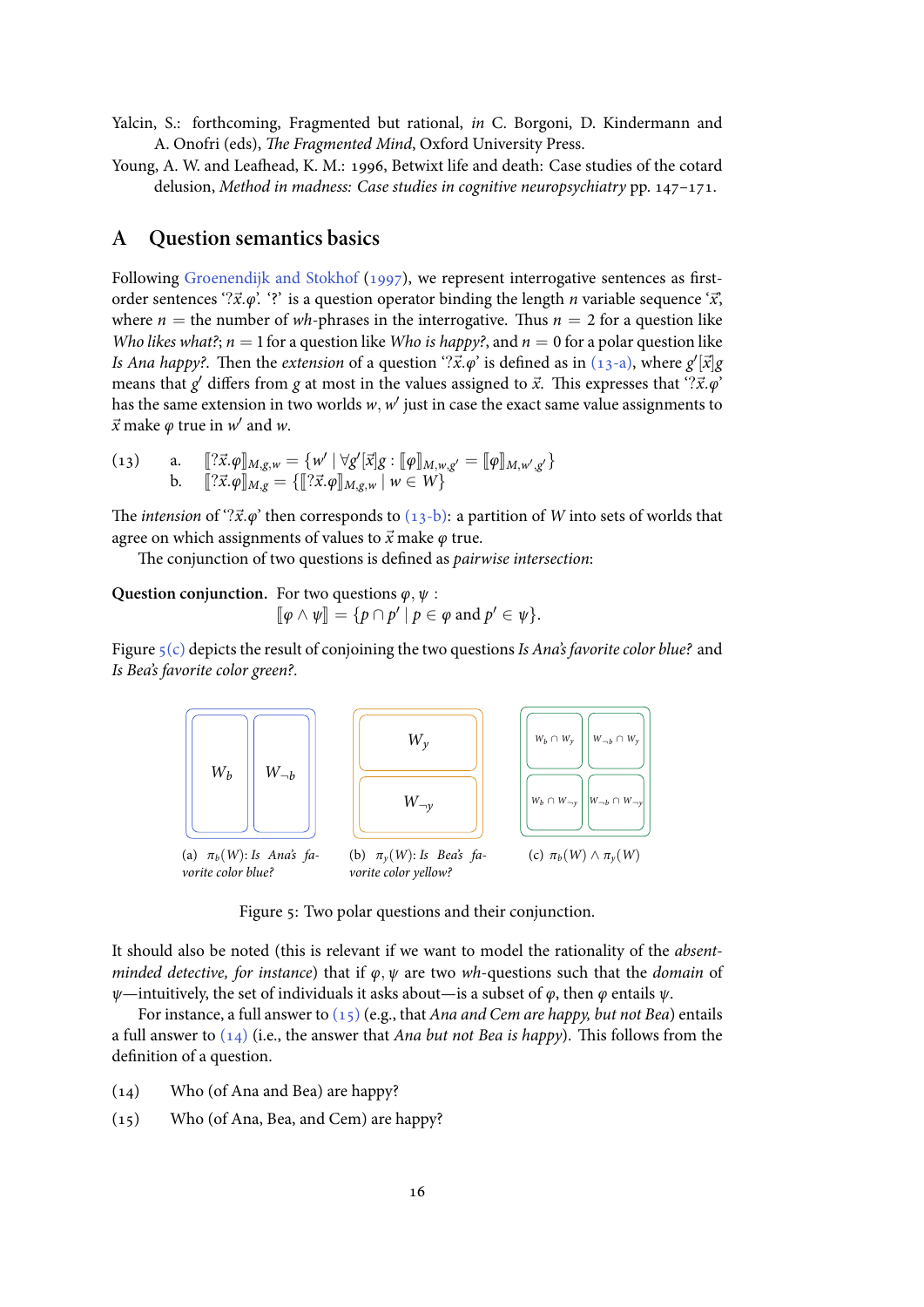Yalcin, S.: forthcoming, Fragmented but rational, *in* C. Borgoni, D. Kindermann and A. Onofri (eds), *The Fragmented Mind*, Oxford University Press.

Young, A. W. and Leafhead, K. M.: 1996, Betwixt life and death: Case studies of the cotard delusion, *Method in madness: Case studies in cognitive neuropsychiatry* pp. 147–171.

## A Question semantics basics

Following Groenendijk and Stokhof (1997), we represent interrogative sentences as first-order sentences '$?\vec{x}.\varphi$'. '?' is a question operator binding the length $n$ variable sequence '$\vec{x}$', where $n =$ the number of *wh*-phrases in the interrogative. Thus $n = 2$ for a question like *Who likes what?*; $n = 1$ for a question like *Who is happy?*, and $n = 0$ for a polar question like *Is Ana happy?*. Then the *extension* of a question '$?\vec{x}.\varphi$' is defined as in (13-a), where $g'[\vec{x}]g$ means that $g'$ differs from $g$ at most in the values assigned to $\vec{x}$. This expresses that '$?\vec{x}.\varphi$' has the same extension in two worlds $w, w'$ just in case the exact same value assignments to $\vec{x}$ make $\varphi$ true in $w'$ and $w$.

(13) a. $[\![?\vec{x}.\varphi]\!]_{M,g,w} = \{w' \mid \forall g'[\vec{x}]g : [\![\varphi]\!]_{M,w,g'} = [\![\varphi]\!]_{M,w',g'}\}$
b. $[\![?\vec{x}.\varphi]\!]_{M,g} = \{[\![?\vec{x}.\varphi]\!]_{M,g,w} \mid w \in W\}$

The *intension* of '$?\vec{x}.\varphi$' then corresponds to (13-b): a partition of $W$ into sets of worlds that agree on which assignments of values to $\vec{x}$ make $\varphi$ true.

The conjunction of two questions is defined as *pairwise intersection*:

**Question conjunction.** For two questions $\varphi, \psi$ :
$$[\![\varphi \wedge \psi]\!] = \{p \cap p' \mid p \in \varphi \text{ and } p' \in \psi\}.$$

Figure 5(c) depicts the result of conjoining the two questions *Is Ana's favorite color blue?* and *Is Bea's favorite color green?*.

$W_b$ $W_{\neg b}$

(a) $\pi_b(W)$: *Is Ana's favorite color blue?*

$W_y$ $W_{\neg y}$

(b) $\pi_y(W)$: *Is Bea's favorite color yellow?*

$W_b \cap W_y$ $W_{\neg b} \cap W_y$ $W_b \cap W_{\neg y}$ $W_{\neg b} \cap W_{\neg y}$

(c) $\pi_b(W) \wedge \pi_y(W)$

Figure 5: Two polar questions and their conjunction.

It should also be noted (this is relevant if we want to model the rationality of the *absent-minded detective, for instance*) that if $\varphi, \psi$ are two *wh*-questions such that the *domain* of $\psi$—intuitively, the set of individuals it asks about—is a subset of $\varphi$, then $\varphi$ entails $\psi$.

For instance, a full answer to (15) (e.g., that *Ana and Cem are happy, but not Bea*) entails a full answer to (14) (i.e., the answer that *Ana but not Bea is happy*). This follows from the definition of a question.

(14) Who (of Ana and Bea) are happy?

(15) Who (of Ana, Bea, and Cem) are happy?